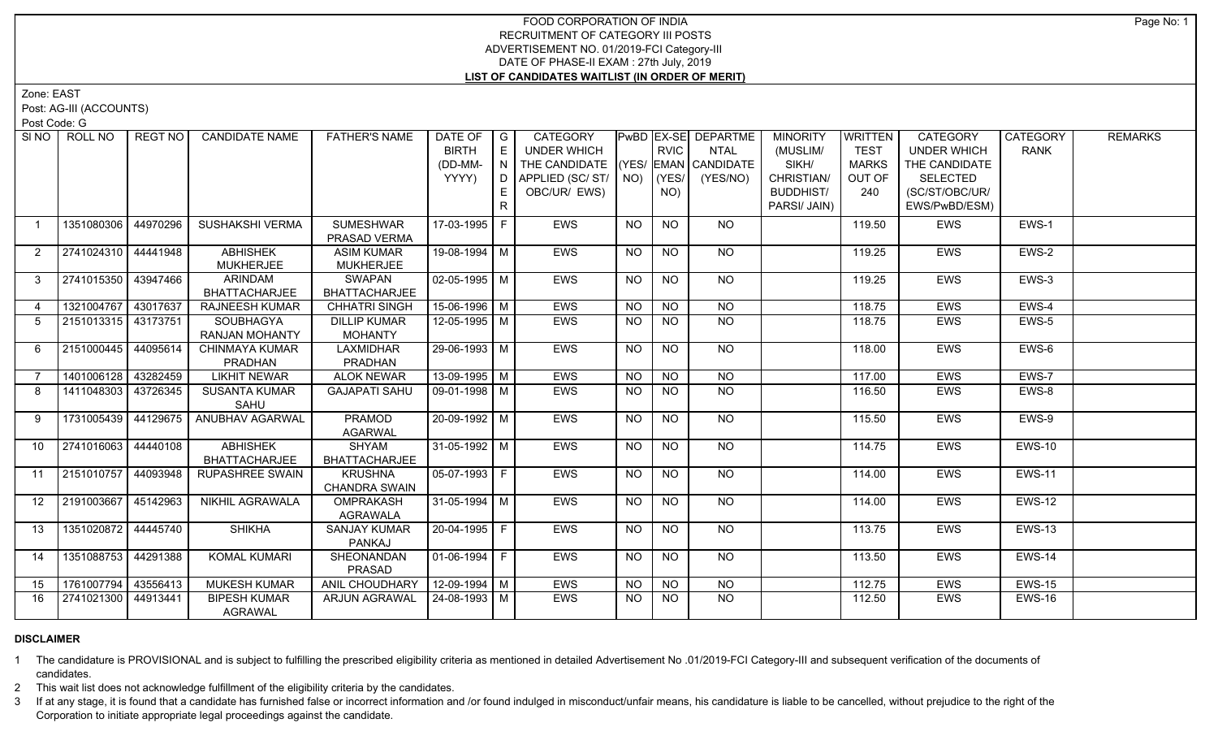# FOOD CORPORATION OF INDIA
## RECRUITMENT OF CATEGORY III POSTS
## ADVERTISEMENT NO. 01/2019-FCI Category-III
## DATE OF PHASE-II EXAM : 27th July, 2019
## LIST OF CANDIDATES WAITLIST (IN ORDER OF MERIT)

Zone: EAST

Post: AG-III (ACCOUNTS)

Post Code: G

| SI NO | ROLL NO | REGT NO | CANDIDATE NAME | FATHER'S NAME | DATE OF BIRTH (DD-MM-YYYY) | GENDER | CATEGORY UNDER WHICH THE CANDIDATE APPLIED (SC/ ST/ OBC/UR/ EWS) | PwBD (YES/ NO) | EX-SERVICEMAN (YES/ NO) | DEPARTMENTAL CANDIDATE (YES/NO) | MINORITY (MUSLIM/ SIKH/ CHRISTIAN/ BUDDHIST/ PARSI/ JAIN) | WRITTEN TEST MARKS OUT OF 240 | CATEGORY UNDER WHICH THE CANDIDATE SELECTED (SC/ST/OBC/UR/ EWS/PwBD/ESM) | CATEGORY RANK | REMARKS |
|---|---|---|---|---|---|---|---|---|---|---|---|---|---|---|---|
| 1 | 1351080306 | 44970296 | SUSHAKSHI VERMA | SUMESHWAR PRASAD VERMA | 17-03-1995 | F | EWS | NO | NO | NO | | 119.50 | EWS | EWS-1 | |
| 2 | 2741024310 | 44441948 | ABHISHEK MUKHERJEE | ASIM KUMAR MUKHERJEE | 19-08-1994 | M | EWS | NO | NO | NO | | 119.25 | EWS | EWS-2 | |
| 3 | 2741015350 | 43947466 | ARINDAM BHATTACHARJEE | SWAPAN BHATTACHARJEE | 02-05-1995 | M | EWS | NO | NO | NO | | 119.25 | EWS | EWS-3 | |
| 4 | 1321004767 | 43017637 | RAJNEESH KUMAR | CHHATRI SINGH | 15-06-1996 | M | EWS | NO | NO | NO | | 118.75 | EWS | EWS-4 | |
| 5 | 2151013315 | 43173751 | SOUBHAGYA RANJAN MOHANTY | DILLIP KUMAR MOHANTY | 12-05-1995 | M | EWS | NO | NO | NO | | 118.75 | EWS | EWS-5 | |
| 6 | 2151000445 | 44095614 | CHINMAYA KUMAR PRADHAN | LAXMIDHAR PRADHAN | 29-06-1993 | M | EWS | NO | NO | NO | | 118.00 | EWS | EWS-6 | |
| 7 | 1401006128 | 43282459 | LIKHIT NEWAR | ALOK NEWAR | 13-09-1995 | M | EWS | NO | NO | NO | | 117.00 | EWS | EWS-7 | |
| 8 | 1411048303 | 43726345 | SUSANTA KUMAR SAHU | GAJAPATI SAHU | 09-01-1998 | M | EWS | NO | NO | NO | | 116.50 | EWS | EWS-8 | |
| 9 | 1731005439 | 44129675 | ANUBHAV AGARWAL | PRAMOD AGARWAL | 20-09-1992 | M | EWS | NO | NO | NO | | 115.50 | EWS | EWS-9 | |
| 10 | 2741016063 | 44440108 | ABHISHEK BHATTACHARJEE | SHYAM BHATTACHARJEE | 31-05-1992 | M | EWS | NO | NO | NO | | 114.75 | EWS | EWS-10 | |
| 11 | 2151010757 | 44093948 | RUPASHREE SWAIN | KRUSHNA CHANDRA SWAIN | 05-07-1993 | F | EWS | NO | NO | NO | | 114.00 | EWS | EWS-11 | |
| 12 | 2191003667 | 45142963 | NIKHIL AGRAWALA | OMPRAKASH AGRAWALA | 31-05-1994 | M | EWS | NO | NO | NO | | 114.00 | EWS | EWS-12 | |
| 13 | 1351020872 | 44445740 | SHIKHA | SANJAY KUMAR PANKAJ | 20-04-1995 | F | EWS | NO | NO | NO | | 113.75 | EWS | EWS-13 | |
| 14 | 1351088753 | 44291388 | KOMAL KUMARI | SHEONANDAN PRASAD | 01-06-1994 | F | EWS | NO | NO | NO | | 113.50 | EWS | EWS-14 | |
| 15 | 1761007794 | 43556413 | MUKESH KUMAR | ANIL CHOUDHARY | 12-09-1994 | M | EWS | NO | NO | NO | | 112.75 | EWS | EWS-15 | |
| 16 | 2741021300 | 44913441 | BIPESH KUMAR AGRAWAL | ARJUN AGRAWAL | 24-08-1993 | M | EWS | NO | NO | NO | | 112.50 | EWS | EWS-16 | |

**DISCLAIMER**

1 The candidature is PROVISIONAL and is subject to fulfilling the prescribed eligibility criteria as mentioned in detailed Advertisement No .01/2019-FCI Category-III and subsequent verification of the documents of candidates.

2 This wait list does not acknowledge fulfillment of the eligibility criteria by the candidates.

3 If at any stage, it is found that a candidate has furnished false or incorrect information and /or found indulged in misconduct/unfair means, his candidature is liable to be cancelled, without prejudice to the right of the Corporation to initiate appropriate legal proceedings against the candidate.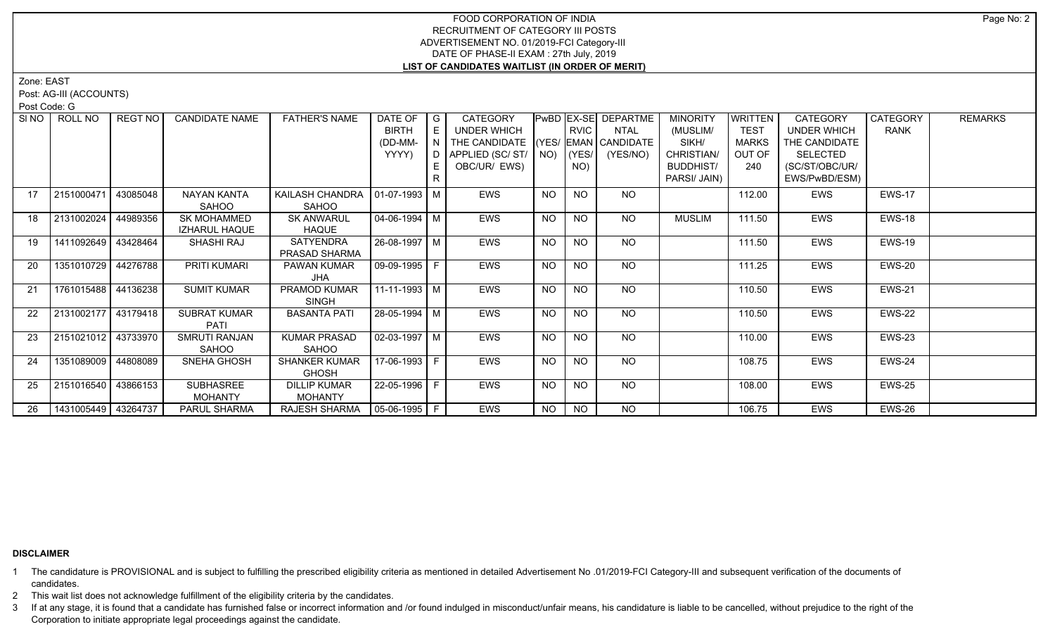FOOD CORPORATION OF INDIA
RECRUITMENT OF CATEGORY III POSTS
ADVERTISEMENT NO. 01/2019-FCI Category-III
DATE OF PHASE-II EXAM : 27th July, 2019
**LIST OF CANDIDATES WAITLIST (IN ORDER OF MERIT)**

Zone: EAST
Post: AG-III (ACCOUNTS)
Post Code: G

| SI NO | ROLL NO | REGT NO | CANDIDATE NAME | FATHER'S NAME | DATE OF BIRTH (DD-MM-YYYY) | GENDER | CATEGORY UNDER WHICH THE CANDIDATE APPLIED (SC/ ST/ OBC/UR/ EWS) | PwBD (YES/ NO) | EX-SERVICEMAN (YES/ NO) | DEPARTMENTAL CANDIDATE (YES/NO) | MINORITY (MUSLIM/ SIKH/ CHRISTIAN/ BUDDHIST/ PARSI/ JAIN) | WRITTEN TEST MARKS OUT OF 240 | CATEGORY UNDER WHICH THE CANDIDATE SELECTED (SC/ST/OBC/UR/ EWS/PwBD/ESM) | CATEGORY RANK | REMARKS |
|---|---|---|---|---|---|---|---|---|---|---|---|---|---|---|---|
| 17 | 2151000471 | 43085048 | NAYAN KANTA SAHOO | KAILASH CHANDRA SAHOO | 01-07-1993 | M | EWS | NO | NO | NO | | 112.00 | EWS | EWS-17 | |
| 18 | 2131002024 | 44989356 | SK MOHAMMED IZHARUL HAQUE | SK ANWARUL HAQUE | 04-06-1994 | M | EWS | NO | NO | NO | MUSLIM | 111.50 | EWS | EWS-18 | |
| 19 | 1411092649 | 43428464 | SHASHI RAJ | SATYENDRA PRASAD SHARMA | 26-08-1997 | M | EWS | NO | NO | NO | | 111.50 | EWS | EWS-19 | |
| 20 | 1351010729 | 44276788 | PRITI KUMARI | PAWAN KUMAR JHA | 09-09-1995 | F | EWS | NO | NO | NO | | 111.25 | EWS | EWS-20 | |
| 21 | 1761015488 | 44136238 | SUMIT KUMAR | PRAMOD KUMAR SINGH | 11-11-1993 | M | EWS | NO | NO | NO | | 110.50 | EWS | EWS-21 | |
| 22 | 2131002177 | 43179418 | SUBRAT KUMAR PATI | BASANTA PATI | 28-05-1994 | M | EWS | NO | NO | NO | | 110.50 | EWS | EWS-22 | |
| 23 | 2151021012 | 43733970 | SMRUTI RANJAN SAHOO | KUMAR PRASAD SAHOO | 02-03-1997 | M | EWS | NO | NO | NO | | 110.00 | EWS | EWS-23 | |
| 24 | 1351089009 | 44808089 | SNEHA GHOSH | SHANKER KUMAR GHOSH | 17-06-1993 | F | EWS | NO | NO | NO | | 108.75 | EWS | EWS-24 | |
| 25 | 2151016540 | 43866153 | SUBHASREE MOHANTY | DILLIP KUMAR MOHANTY | 22-05-1996 | F | EWS | NO | NO | NO | | 108.00 | EWS | EWS-25 | |
| 26 | 1431005449 | 43264737 | PARUL SHARMA | RAJESH SHARMA | 05-06-1995 | F | EWS | NO | NO | NO | | 106.75 | EWS | EWS-26 | |

**DISCLAIMER**

1 The candidature is PROVISIONAL and is subject to fulfilling the prescribed eligibility criteria as mentioned in detailed Advertisement No .01/2019-FCI Category-III and subsequent verification of the documents of candidates.

2 This wait list does not acknowledge fulfillment of the eligibility criteria by the candidates.

3 If at any stage, it is found that a candidate has furnished false or incorrect information and /or found indulged in misconduct/unfair means, his candidature is liable to be cancelled, without prejudice to the right of the Corporation to initiate appropriate legal proceedings against the candidate.